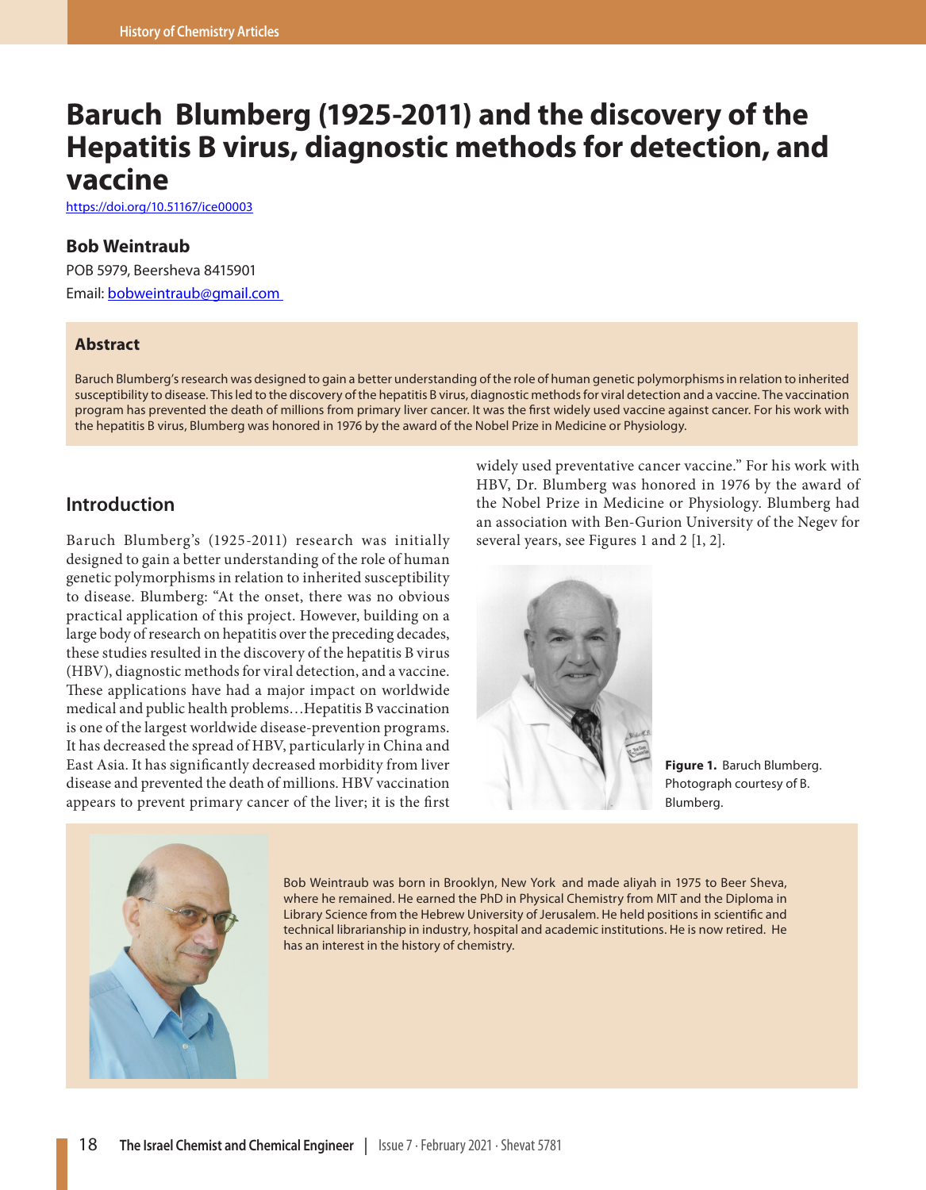# Baruch Blumberg (1925-2011) and the discovery of the Hepatitis B virus, diagnostic methods for detection, and vaccine

https://doi.org/10.51167/ice00003

### Bob Weintraub

POB 5979, Beersheva 8415901

Email: bobweintraub@gmail.com

### Abstract

Baruch Blumberg's research was designed to gain a better understanding of the role of human genetic polymorphisms in relation to inherited susceptibility to disease. This led to the discovery of the hepatitis B virus, diagnostic methods for viral detection and a vaccine. The vaccination program has prevented the death of millions from primary liver cancer. It was the first widely used vaccine against cancer. For his work with the hepatitis B virus, Blumberg was honored in 1976 by the award of the Nobel Prize in Medicine or Physiology.

## Introduction

Baruch Blumberg's (1925-2011) research was initially designed to gain a better understanding of the role of human genetic polymorphisms in relation to inherited susceptibility to disease. Blumberg: "At the onset, there was no obvious practical application of this project. However, building on a large body of research on hepatitis over the preceding decades, these studies resulted in the discovery of the hepatitis B virus (HBV), diagnostic methods for viral detection, and a vaccine. These applications have had a major impact on worldwide medical and public health problems…Hepatitis B vaccination is one of the largest worldwide disease-prevention programs. It has decreased the spread of HBV, particularly in China and East Asia. It has significantly decreased morbidity from liver disease and prevented the death of millions. HBV vaccination appears to prevent primary cancer of the liver; it is the first widely used preventative cancer vaccine." For his work with HBV, Dr. Blumberg was honored in 1976 by the award of the Nobel Prize in Medicine or Physiology. Blumberg had an association with Ben-Gurion University of the Negev for several years, see Figures 1 and 2 [1, 2].

**Figure 1.** Baruch Blumberg. Photograph courtesy of B. Blumberg.

Bob Weintraub was born in Brooklyn, New York and made aliyah in 1975 to Beer Sheva, where he remained. He earned the PhD in Physical Chemistry from MIT and the Diploma in Library Science from the Hebrew University of Jerusalem. He held positions in scientific and technical librarianship in industry, hospital and academic institutions. He is now retired. He has an interest in the history of chemistry.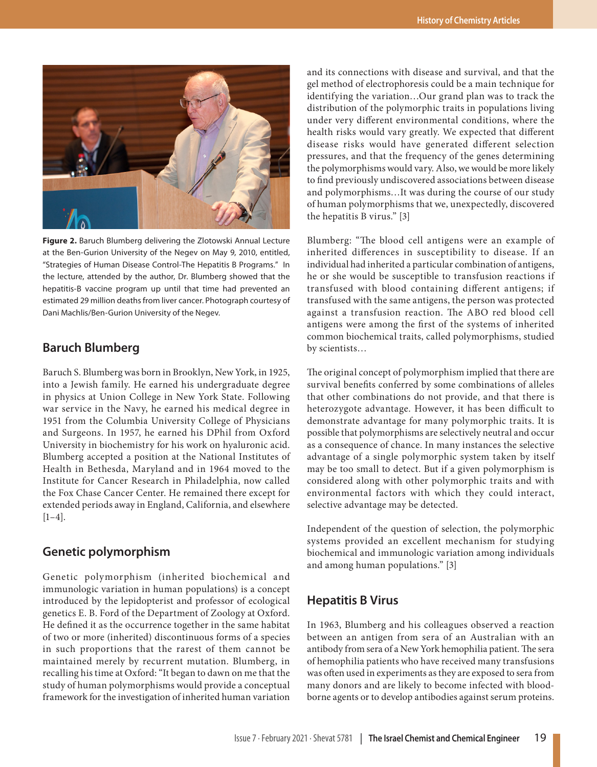**Figure 2.** Baruch Blumberg delivering the Zlotowski Annual Lecture at the Ben-Gurion University of the Negev on May 9, 2010, entitled, "Strategies of Human Disease Control-The Hepatitis B Programs." In the lecture, attended by the author, Dr. Blumberg showed that the hepatitis-B vaccine program up until that time had prevented an estimated 29 million deaths from liver cancer. Photograph courtesy of Dani Machlis/Ben-Gurion University of the Negev.

## Baruch Blumberg

Baruch S. Blumberg was born in Brooklyn, New York, in 1925, into a Jewish family. He earned his undergraduate degree in physics at Union College in New York State. Following war service in the Navy, he earned his medical degree in 1951 from the Columbia University College of Physicians and Surgeons. In 1957, he earned his DPhil from Oxford University in biochemistry for his work on hyaluronic acid. Blumberg accepted a position at the National Institutes of Health in Bethesda, Maryland and in 1964 moved to the Institute for Cancer Research in Philadelphia, now called the Fox Chase Cancer Center. He remained there except for extended periods away in England, California, and elsewhere [1–4].

## Genetic polymorphism

Genetic polymorphism (inherited biochemical and immunologic variation in human populations) is a concept introduced by the lepidopterist and professor of ecological genetics E. B. Ford of the Department of Zoology at Oxford. He defined it as the occurrence together in the same habitat of two or more (inherited) discontinuous forms of a species in such proportions that the rarest of them cannot be maintained merely by recurrent mutation. Blumberg, in recalling his time at Oxford: "It began to dawn on me that the study of human polymorphisms would provide a conceptual framework for the investigation of inherited human variation and its connections with disease and survival, and that the gel method of electrophoresis could be a main technique for identifying the variation…Our grand plan was to track the distribution of the polymorphic traits in populations living under very different environmental conditions, where the health risks would vary greatly. We expected that different disease risks would have generated different selection pressures, and that the frequency of the genes determining the polymorphisms would vary. Also, we would be more likely to find previously undiscovered associations between disease and polymorphisms…It was during the course of our study of human polymorphisms that we, unexpectedly, discovered the hepatitis B virus." [3]

Blumberg: "The blood cell antigens were an example of inherited differences in susceptibility to disease. If an individual had inherited a particular combination of antigens, he or she would be susceptible to transfusion reactions if transfused with blood containing different antigens; if transfused with the same antigens, the person was protected against a transfusion reaction. The ABO red blood cell antigens were among the first of the systems of inherited common biochemical traits, called polymorphisms, studied by scientists…

The original concept of polymorphism implied that there are survival benefits conferred by some combinations of alleles that other combinations do not provide, and that there is heterozygote advantage. However, it has been difficult to demonstrate advantage for many polymorphic traits. It is possible that polymorphisms are selectively neutral and occur as a consequence of chance. In many instances the selective advantage of a single polymorphic system taken by itself may be too small to detect. But if a given polymorphism is considered along with other polymorphic traits and with environmental factors with which they could interact, selective advantage may be detected.

Independent of the question of selection, the polymorphic systems provided an excellent mechanism for studying biochemical and immunologic variation among individuals and among human populations." [3]

## Hepatitis B Virus

In 1963, Blumberg and his colleagues observed a reaction between an antigen from sera of an Australian with an antibody from sera of a New York hemophilia patient. The sera of hemophilia patients who have received many transfusions was often used in experiments as they are exposed to sera from many donors and are likely to become infected with blood-borne agents or to develop antibodies against serum proteins.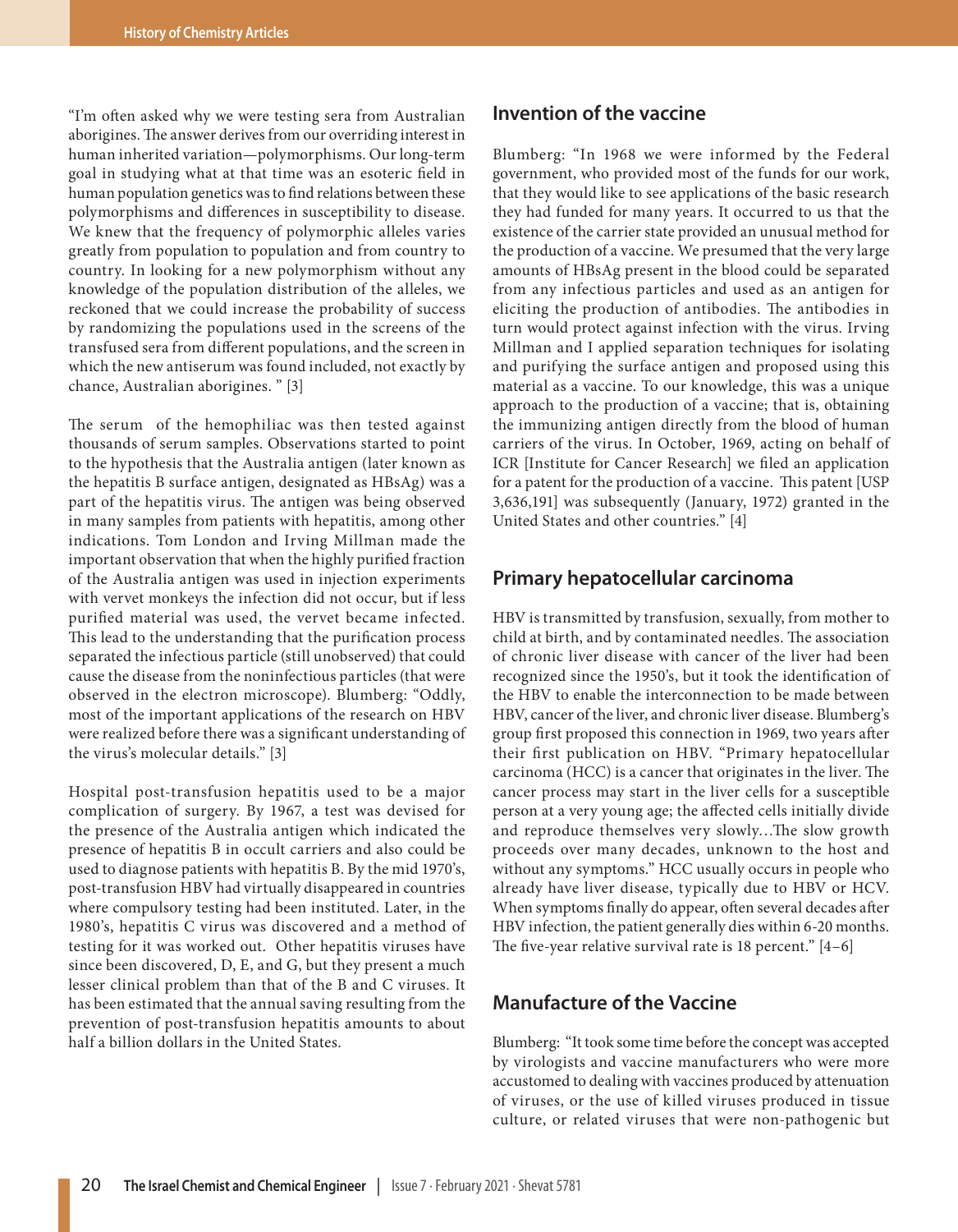"I'm often asked why we were testing sera from Australian aborigines. The answer derives from our overriding interest in human inherited variation—polymorphisms. Our long-term goal in studying what at that time was an esoteric field in human population genetics was to find relations between these polymorphisms and differences in susceptibility to disease. We knew that the frequency of polymorphic alleles varies greatly from population to population and from country to country. In looking for a new polymorphism without any knowledge of the population distribution of the alleles, we reckoned that we could increase the probability of success by randomizing the populations used in the screens of the transfused sera from different populations, and the screen in which the new antiserum was found included, not exactly by chance, Australian aborigines. " [3]

The serum of the hemophiliac was then tested against thousands of serum samples. Observations started to point to the hypothesis that the Australia antigen (later known as the hepatitis B surface antigen, designated as HBsAg) was a part of the hepatitis virus. The antigen was being observed in many samples from patients with hepatitis, among other indications. Tom London and Irving Millman made the important observation that when the highly purified fraction of the Australia antigen was used in injection experiments with vervet monkeys the infection did not occur, but if less purified material was used, the vervet became infected. This lead to the understanding that the purification process separated the infectious particle (still unobserved) that could cause the disease from the noninfectious particles (that were observed in the electron microscope). Blumberg: "Oddly, most of the important applications of the research on HBV were realized before there was a significant understanding of the virus's molecular details." [3]

Hospital post-transfusion hepatitis used to be a major complication of surgery. By 1967, a test was devised for the presence of the Australia antigen which indicated the presence of hepatitis B in occult carriers and also could be used to diagnose patients with hepatitis B. By the mid 1970's, post-transfusion HBV had virtually disappeared in countries where compulsory testing had been instituted. Later, in the 1980's, hepatitis C virus was discovered and a method of testing for it was worked out. Other hepatitis viruses have since been discovered, D, E, and G, but they present a much lesser clinical problem than that of the B and C viruses. It has been estimated that the annual saving resulting from the prevention of post-transfusion hepatitis amounts to about half a billion dollars in the United States.

## Invention of the vaccine

Blumberg: "In 1968 we were informed by the Federal government, who provided most of the funds for our work, that they would like to see applications of the basic research they had funded for many years. It occurred to us that the existence of the carrier state provided an unusual method for the production of a vaccine. We presumed that the very large amounts of HBsAg present in the blood could be separated from any infectious particles and used as an antigen for eliciting the production of antibodies. The antibodies in turn would protect against infection with the virus. Irving Millman and I applied separation techniques for isolating and purifying the surface antigen and proposed using this material as a vaccine. To our knowledge, this was a unique approach to the production of a vaccine; that is, obtaining the immunizing antigen directly from the blood of human carriers of the virus. In October, 1969, acting on behalf of ICR [Institute for Cancer Research] we filed an application for a patent for the production of a vaccine. This patent [USP 3,636,191] was subsequently (January, 1972) granted in the United States and other countries." [4]

## Primary hepatocellular carcinoma

HBV is transmitted by transfusion, sexually, from mother to child at birth, and by contaminated needles. The association of chronic liver disease with cancer of the liver had been recognized since the 1950's, but it took the identification of the HBV to enable the interconnection to be made between HBV, cancer of the liver, and chronic liver disease. Blumberg's group first proposed this connection in 1969, two years after their first publication on HBV. "Primary hepatocellular carcinoma (HCC) is a cancer that originates in the liver. The cancer process may start in the liver cells for a susceptible person at a very young age; the affected cells initially divide and reproduce themselves very slowly…The slow growth proceeds over many decades, unknown to the host and without any symptoms." HCC usually occurs in people who already have liver disease, typically due to HBV or HCV. When symptoms finally do appear, often several decades after HBV infection, the patient generally dies within 6-20 months. The five-year relative survival rate is 18 percent." [4–6]

## Manufacture of the Vaccine

Blumberg: "It took some time before the concept was accepted by virologists and vaccine manufacturers who were more accustomed to dealing with vaccines produced by attenuation of viruses, or the use of killed viruses produced in tissue culture, or related viruses that were non-pathogenic but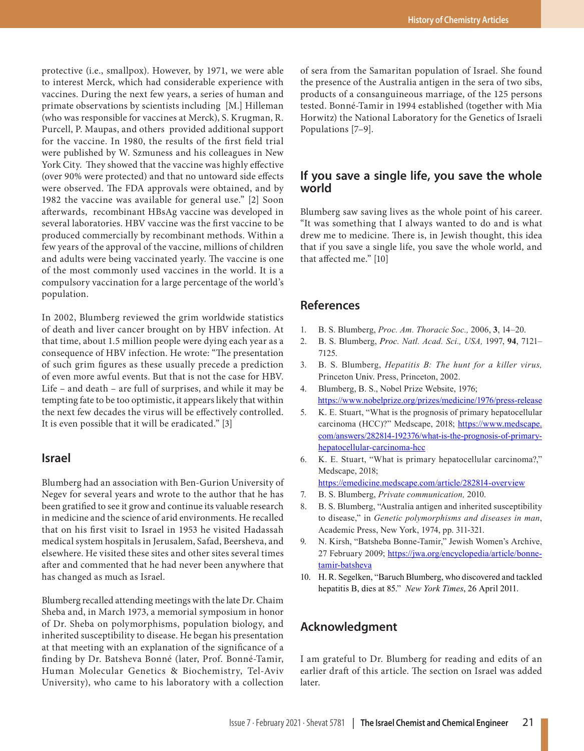protective (i.e., smallpox). However, by 1971, we were able to interest Merck, which had considerable experience with vaccines. During the next few years, a series of human and primate observations by scientists including [M.] Hilleman (who was responsible for vaccines at Merck), S. Krugman, R. Purcell, P. Maupas, and others provided additional support for the vaccine. In 1980, the results of the first field trial were published by W. Szmuness and his colleagues in New York City. They showed that the vaccine was highly effective (over 90% were protected) and that no untoward side effects were observed. The FDA approvals were obtained, and by 1982 the vaccine was available for general use." [2] Soon afterwards, recombinant HBsAg vaccine was developed in several laboratories. HBV vaccine was the first vaccine to be produced commercially by recombinant methods. Within a few years of the approval of the vaccine, millions of children and adults were being vaccinated yearly. The vaccine is one of the most commonly used vaccines in the world. It is a compulsory vaccination for a large percentage of the world's population.

In 2002, Blumberg reviewed the grim worldwide statistics of death and liver cancer brought on by HBV infection. At that time, about 1.5 million people were dying each year as a consequence of HBV infection. He wrote: "The presentation of such grim figures as these usually precede a prediction of even more awful events. But that is not the case for HBV. Life – and death – are full of surprises, and while it may be tempting fate to be too optimistic, it appears likely that within the next few decades the virus will be effectively controlled. It is even possible that it will be eradicated." [3]

## Israel

Blumberg had an association with Ben-Gurion University of Negev for several years and wrote to the author that he has been gratified to see it grow and continue its valuable research in medicine and the science of arid environments. He recalled that on his first visit to Israel in 1953 he visited Hadassah medical system hospitals in Jerusalem, Safad, Beersheva, and elsewhere. He visited these sites and other sites several times after and commented that he had never been anywhere that has changed as much as Israel.

Blumberg recalled attending meetings with the late Dr. Chaim Sheba and, in March 1973, a memorial symposium in honor of Dr. Sheba on polymorphisms, population biology, and inherited susceptibility to disease. He began his presentation at that meeting with an explanation of the significance of a finding by Dr. Batsheva Bonné (later, Prof. Bonné-Tamir, Human Molecular Genetics & Biochemistry, Tel-Aviv University), who came to his laboratory with a collection of sera from the Samaritan population of Israel. She found the presence of the Australia antigen in the sera of two sibs, products of a consanguineous marriage, of the 125 persons tested. Bonné-Tamir in 1994 established (together with Mia Horwitz) the National Laboratory for the Genetics of Israeli Populations [7–9].

## If you save a single life, you save the whole world

Blumberg saw saving lives as the whole point of his career. "It was something that I always wanted to do and is what drew me to medicine. There is, in Jewish thought, this idea that if you save a single life, you save the whole world, and that affected me." [10]

## References

1. B. S. Blumberg, *Proc. Am. Thoracic Soc.,* 2006, **3**, 14–20.
2. B. S. Blumberg, *Proc. Natl. Acad. Sci., USA,* 1997, **94**, 7121–7125.
3. B. S. Blumberg, *Hepatitis B: The hunt for a killer virus,* Princeton Univ. Press, Princeton, 2002.
4. Blumberg, B. S., Nobel Prize Website, 1976; https://www.nobelprize.org/prizes/medicine/1976/press-release
5. K. E. Stuart, "What is the prognosis of primary hepatocellular carcinoma (HCC)?" Medscape, 2018; https://www.medscape.com/answers/282814-192376/what-is-the-prognosis-of-primary-hepatocellular-carcinoma-hcc
6. K. E. Stuart, "What is primary hepatocellular carcinoma?," Medscape, 2018; https://emedicine.medscape.com/article/282814-overview
7. B. S. Blumberg, *Private communication,* 2010.
8. B. S. Blumberg, "Australia antigen and inherited susceptibility to disease," in *Genetic polymorphisms and diseases in man*, Academic Press, New York, 1974, pp. 311-321.
9. N. Kirsh, "Batsheba Bonne-Tamir," Jewish Women's Archive, 27 February 2009; https://jwa.org/encyclopedia/article/bonne-tamir-batsheva
10. H. R. Segelken, "Baruch Blumberg, who discovered and tackled hepatitis B, dies at 85." *New York Times*, 26 April 2011.

## Acknowledgment

I am grateful to Dr. Blumberg for reading and edits of an earlier draft of this article. The section on Israel was added later.